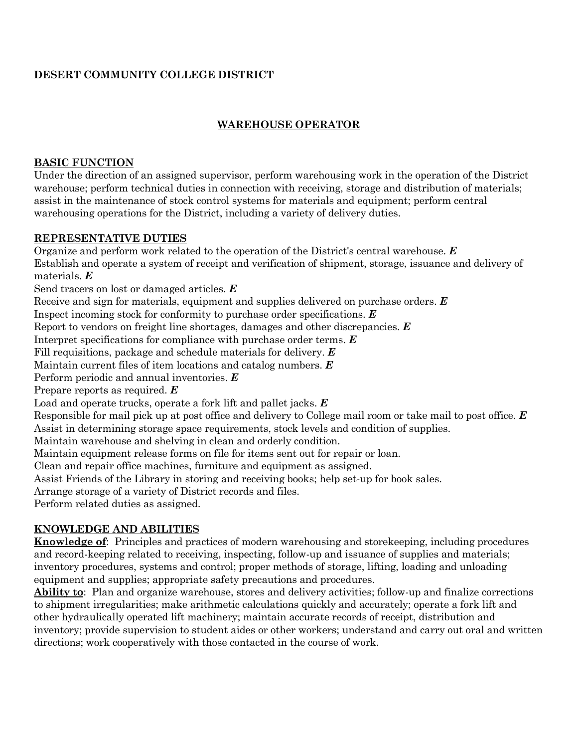**DESERT COMMUNITY COLLEGE DISTRICT**

# WAREHOUSE OPERATOR

## BASIC FUNCTION

Under the direction of an assigned supervisor, perform warehousing work in the operation of the District warehouse; perform technical duties in connection with receiving, storage and distribution of materials; assist in the maintenance of stock control systems for materials and equipment; perform central warehousing operations for the District, including a variety of delivery duties.

## REPRESENTATIVE DUTIES

Organize and perform work related to the operation of the District's central warehouse. ***E***
Establish and operate a system of receipt and verification of shipment, storage, issuance and delivery of materials. ***E***
Send tracers on lost or damaged articles. ***E***
Receive and sign for materials, equipment and supplies delivered on purchase orders. ***E***
Inspect incoming stock for conformity to purchase order specifications. ***E***
Report to vendors on freight line shortages, damages and other discrepancies. ***E***
Interpret specifications for compliance with purchase order terms. ***E***
Fill requisitions, package and schedule materials for delivery. ***E***
Maintain current files of item locations and catalog numbers. ***E***
Perform periodic and annual inventories. ***E***
Prepare reports as required. ***E***
Load and operate trucks, operate a fork lift and pallet jacks. ***E***
Responsible for mail pick up at post office and delivery to College mail room or take mail to post office. ***E***
Assist in determining storage space requirements, stock levels and condition of supplies.
Maintain warehouse and shelving in clean and orderly condition.
Maintain equipment release forms on file for items sent out for repair or loan.
Clean and repair office machines, furniture and equipment as assigned.
Assist Friends of the Library in storing and receiving books; help set-up for book sales.
Arrange storage of a variety of District records and files.
Perform related duties as assigned.

## KNOWLEDGE AND ABILITIES

**Knowledge of**: Principles and practices of modern warehousing and storekeeping, including procedures and record-keeping related to receiving, inspecting, follow-up and issuance of supplies and materials; inventory procedures, systems and control; proper methods of storage, lifting, loading and unloading equipment and supplies; appropriate safety precautions and procedures.

**Ability to**: Plan and organize warehouse, stores and delivery activities; follow-up and finalize corrections to shipment irregularities; make arithmetic calculations quickly and accurately; operate a fork lift and other hydraulically operated lift machinery; maintain accurate records of receipt, distribution and inventory; provide supervision to student aides or other workers; understand and carry out oral and written directions; work cooperatively with those contacted in the course of work.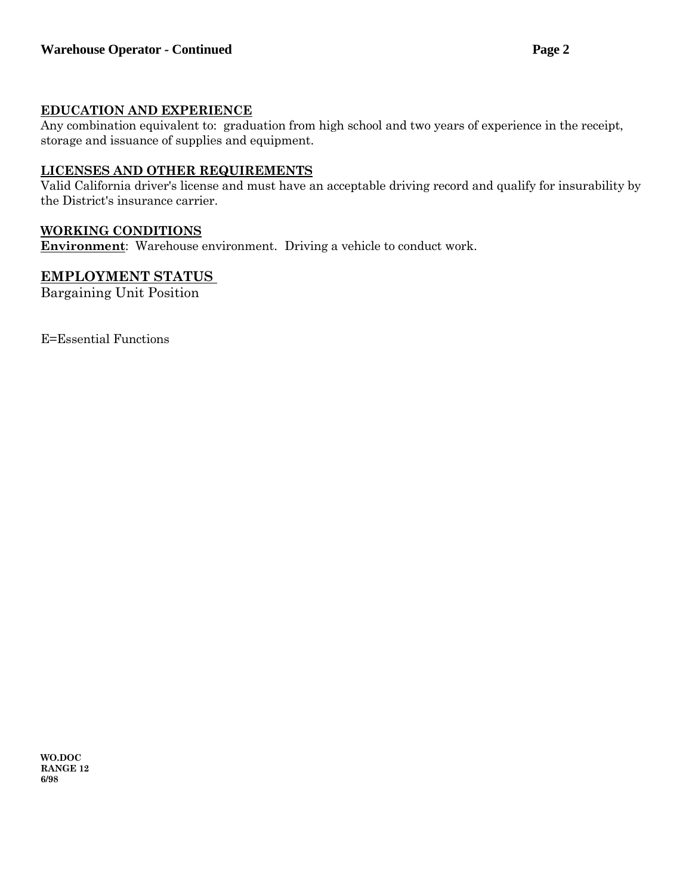## EDUCATION AND EXPERIENCE

Any combination equivalent to: graduation from high school and two years of experience in the receipt, storage and issuance of supplies and equipment.

## LICENSES AND OTHER REQUIREMENTS

Valid California driver's license and must have an acceptable driving record and qualify for insurability by the District's insurance carrier.

## WORKING CONDITIONS

**Environment**: Warehouse environment. Driving a vehicle to conduct work.

## EMPLOYMENT STATUS

Bargaining Unit Position

E=Essential Functions

**WO.DOC**
**RANGE 12**
**6/98**